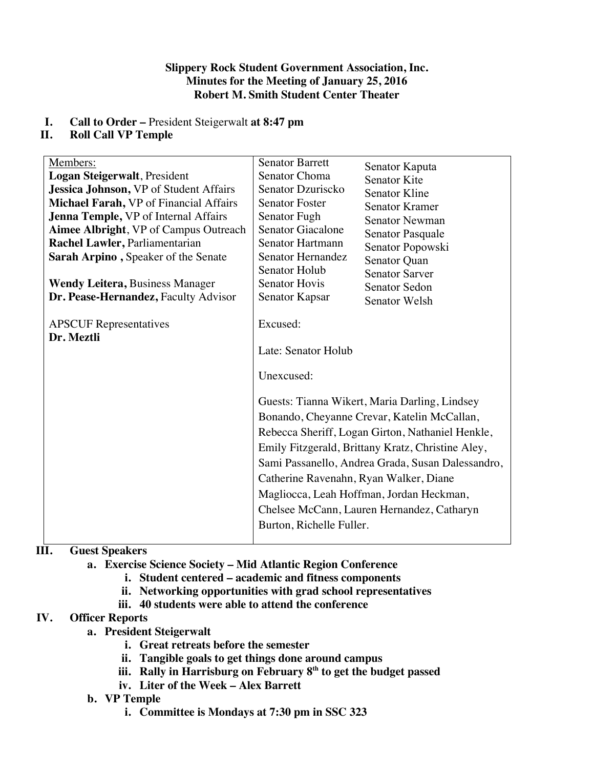**Slippery Rock Student Government Association, Inc.**
**Minutes for the Meeting of January 25, 2016**
**Robert M. Smith Student Center Theater**

I. **Call to Order –** President Steigerwalt **at 8:47 pm**
II. **Roll Call VP Temple**

| Members: | | |
|---|---|---|
| **Logan Steigerwalt**, President | Senator Barrett | Senator Kaputa |
| **Jessica Johnson,** VP of Student Affairs | Senator Choma | Senator Kite |
| **Michael Farah,** VP of Financial Affairs | Senator Dzuriscko | Senator Kline |
| **Jenna Temple,** VP of Internal Affairs | Senator Foster | Senator Kramer |
| **Aimee Albright**, VP of Campus Outreach | Senator Fugh | Senator Newman |
| **Rachel Lawler,** Parliamentarian | Senator Giacalone | Senator Pasquale |
| **Sarah Arpino ,** Speaker of the Senate | Senator Hartmann | Senator Popowski |
| | Senator Hernandez | Senator Quan |
| **Wendy Leitera,** Business Manager | Senator Holub | Senator Sarver |
| **Dr. Pease-Hernandez,** Faculty Advisor | Senator Hovis | Senator Sedon |
| | Senator Kapsar | Senator Welsh |
| APSCUF Representatives | Excused: | |
| **Dr. Meztli** | Late: Senator Holub | |
| | Unexcused: | |
| | Guests: Tianna Wikert, Maria Darling, Lindsey Bonando, Cheyanne Crevar, Katelin McCallan, Rebecca Sheriff, Logan Girton, Nathaniel Henkle, Emily Fitzgerald, Brittany Kratz, Christine Aley, Sami Passanello, Andrea Grada, Susan Dalessandro, Catherine Ravenahn, Ryan Walker, Diane Magliocca, Leah Hoffman, Jordan Heckman, Chelsee McCann, Lauren Hernandez, Catharyn Burton, Richelle Fuller. | |

III. **Guest Speakers**
   a. **Exercise Science Society – Mid Atlantic Region Conference**
      i. **Student centered – academic and fitness components**
      ii. **Networking opportunities with grad school representatives**
      iii. **40 students were able to attend the conference**

IV. **Officer Reports**
   a. **President Steigerwalt**
      i. **Great retreats before the semester**
      ii. **Tangible goals to get things done around campus**
      iii. **Rally in Harrisburg on February 8th to get the budget passed**
      iv. **Liter of the Week – Alex Barrett**
   b. **VP Temple**
      i. **Committee is Mondays at 7:30 pm in SSC 323**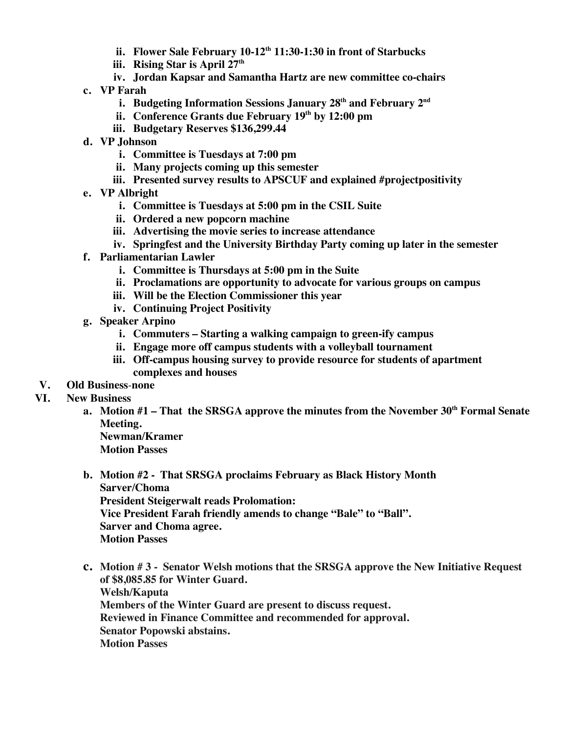- ii. **Flower Sale February 10-12th 11:30-1:30 in front of Starbucks**
- iii. **Rising Star is April 27th**
- iv. **Jordan Kapsar and Samantha Hartz are new committee co-chairs**

**c. VP Farah**

- i. **Budgeting Information Sessions January 28th and February 2nd**
- ii. **Conference Grants due February 19th by 12:00 pm**
- iii. **Budgetary Reserves $136,299.44**

**d. VP Johnson**

- i. **Committee is Tuesdays at 7:00 pm**
- ii. **Many projects coming up this semester**
- iii. **Presented survey results to APSCUF and explained #projectpositivity**

**e. VP Albright**

- i. **Committee is Tuesdays at 5:00 pm in the CSIL Suite**
- ii. **Ordered a new popcorn machine**
- iii. **Advertising the movie series to increase attendance**
- iv. **Springfest and the University Birthday Party coming up later in the semester**

**f. Parliamentarian Lawler**

- i. **Committee is Thursdays at 5:00 pm in the Suite**
- ii. **Proclamations are opportunity to advocate for various groups on campus**
- iii. **Will be the Election Commissioner this year**
- iv. **Continuing Project Positivity**

**g. Speaker Arpino**

- i. **Commuters – Starting a walking campaign to green-ify campus**
- ii. **Engage more off campus students with a volleyball tournament**
- iii. **Off-campus housing survey to provide resource for students of apartment complexes and houses**

**V. Old Business-none**

**VI. New Business**

**a. Motion #1 – That the SRSGA approve the minutes from the November 30th Formal Senate Meeting.**
**Newman/Kramer**
**Motion Passes**

**b. Motion #2 - That SRSGA proclaims February as Black History Month**
**Sarver/Choma**
**President Steigerwalt reads Prolomation:**
**Vice President Farah friendly amends to change "Bale" to "Ball".**
**Sarver and Choma agree.**
**Motion Passes**

**c. Motion # 3 - Senator Welsh motions that the SRSGA approve the New Initiative Request of $8,085.85 for Winter Guard.**
**Welsh/Kaputa**
**Members of the Winter Guard are present to discuss request.**
**Reviewed in Finance Committee and recommended for approval.**
**Senator Popowski abstains.**
**Motion Passes**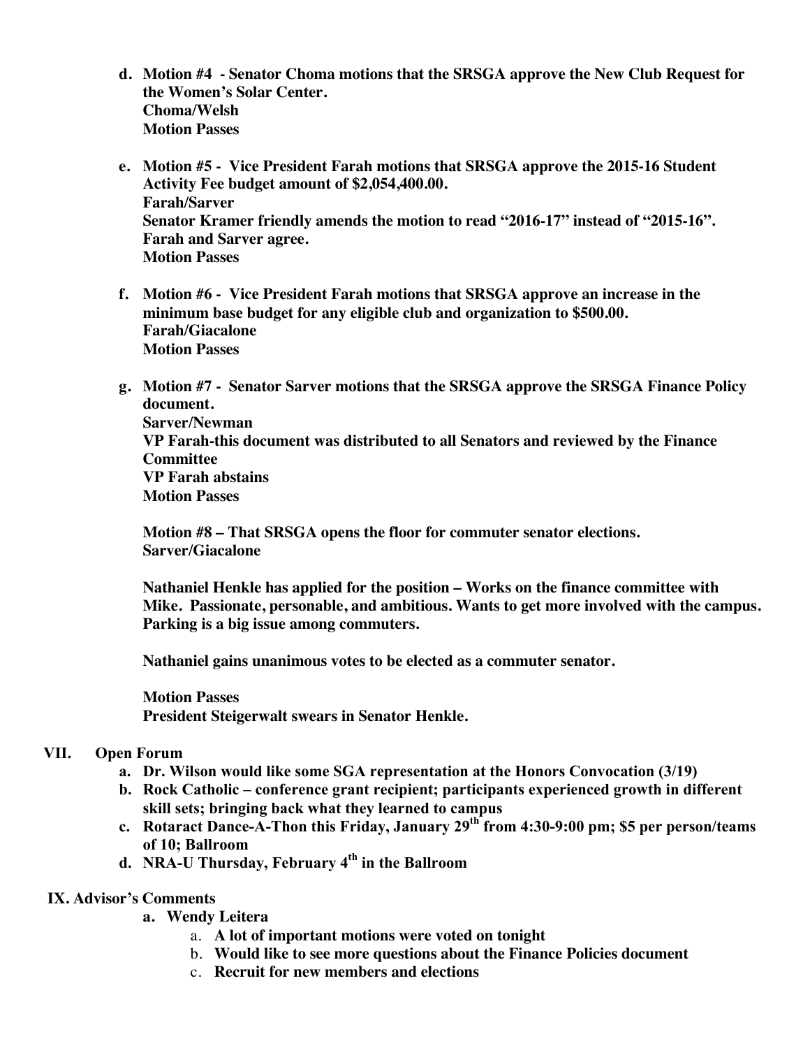- d. **Motion #4 - Senator Choma motions that the SRSGA approve the New Club Request for the Women's Solar Center.**
  **Choma/Welsh**
  **Motion Passes**

- e. **Motion #5 - Vice President Farah motions that SRSGA approve the 2015-16 Student Activity Fee budget amount of $2,054,400.00.**
  **Farah/Sarver**
  **Senator Kramer friendly amends the motion to read "2016-17" instead of "2015-16".**
  **Farah and Sarver agree.**
  **Motion Passes**

- f. **Motion #6 - Vice President Farah motions that SRSGA approve an increase in the minimum base budget for any eligible club and organization to $500.00.**
  **Farah/Giacalone**
  **Motion Passes**

- g. **Motion #7 - Senator Sarver motions that the SRSGA approve the SRSGA Finance Policy document.**
  **Sarver/Newman**
  **VP Farah-this document was distributed to all Senators and reviewed by the Finance Committee**
  **VP Farah abstains**
  **Motion Passes**

  **Motion #8 – That SRSGA opens the floor for commuter senator elections.**
  **Sarver/Giacalone**

  **Nathaniel Henkle has applied for the position – Works on the finance committee with Mike. Passionate, personable, and ambitious. Wants to get more involved with the campus. Parking is a big issue among commuters.**

  **Nathaniel gains unanimous votes to be elected as a commuter senator.**

  **Motion Passes**
  **President Steigerwalt swears in Senator Henkle.**

## VII. Open Forum

- a. **Dr. Wilson would like some SGA representation at the Honors Convocation (3/19)**
- b. **Rock Catholic – conference grant recipient; participants experienced growth in different skill sets; bringing back what they learned to campus**
- c. **Rotaract Dance-A-Thon this Friday, January 29th from 4:30-9:00 pm; $5 per person/teams of 10; Ballroom**
- d. **NRA-U Thursday, February 4th in the Ballroom**

## IX. Advisor's Comments

- a. **Wendy Leitera**
  - a. **A lot of important motions were voted on tonight**
  - b. **Would like to see more questions about the Finance Policies document**
  - c. **Recruit for new members and elections**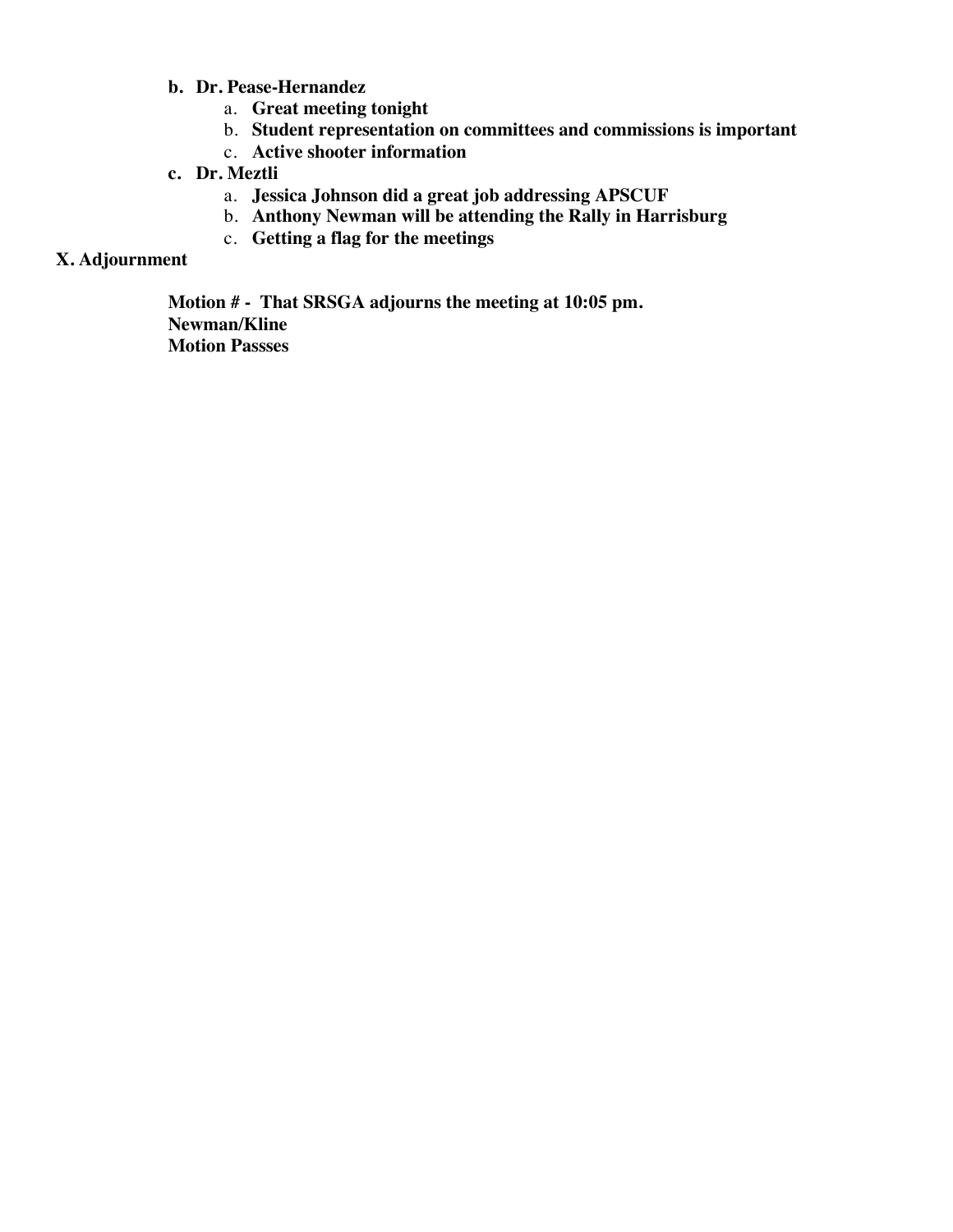- **b. Dr. Pease-Hernandez**
  - a. **Great meeting tonight**
  - b. **Student representation on committees and commissions is important**
  - c. **Active shooter information**
- **c. Dr. Meztli**
  - a. **Jessica Johnson did a great job addressing APSCUF**
  - b. **Anthony Newman will be attending the Rally in Harrisburg**
  - c. **Getting a flag for the meetings**

**X. Adjournment**

**Motion # - That SRSGA adjourns the meeting at 10:05 pm.**
**Newman/Kline**
**Motion Passses**